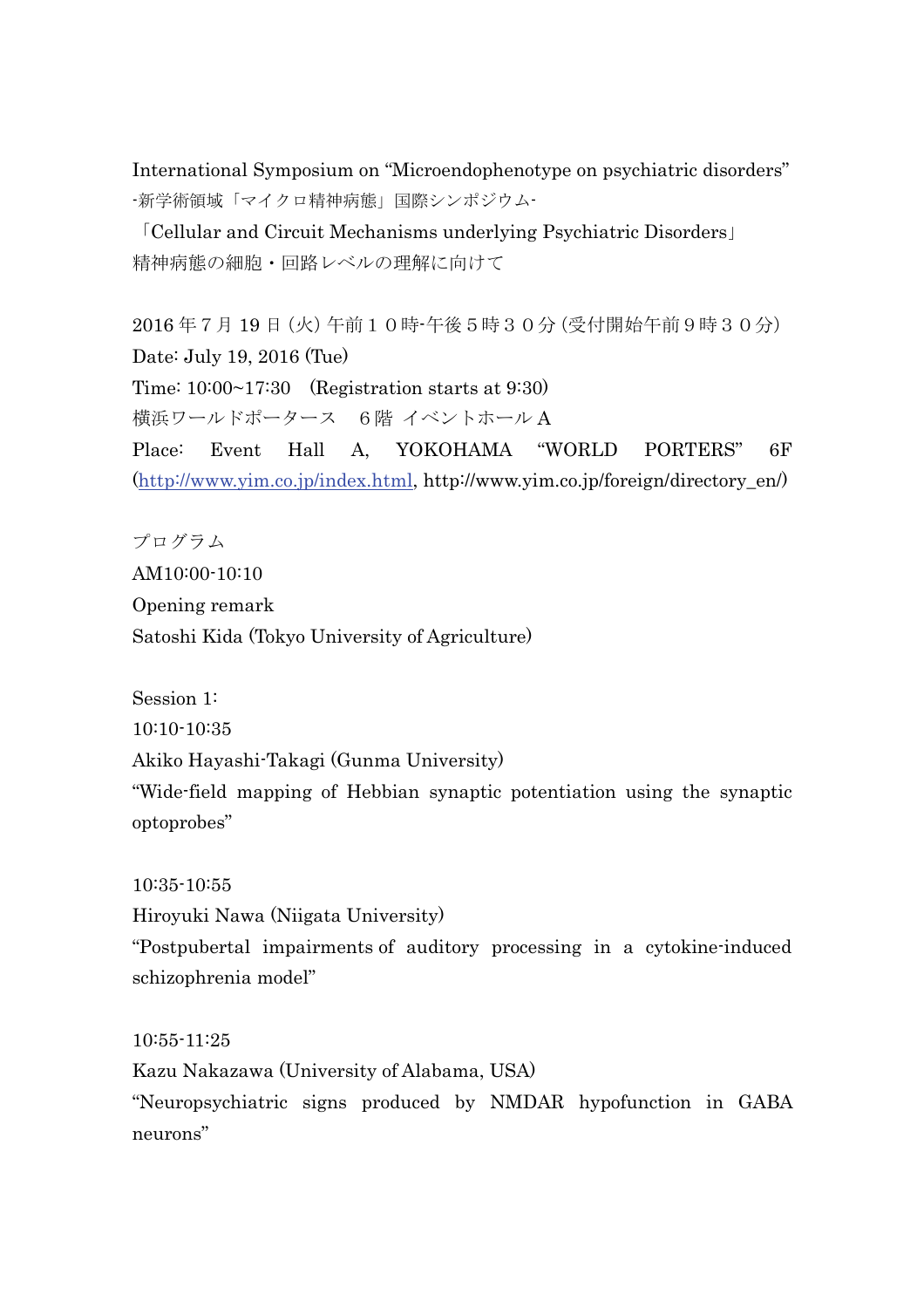International Symposium on "Microendophenotype on psychiatric disorders"

-新学術領域「マイクロ精神病態」国際シンポジウム-

「Cellular and Circuit Mechanisms underlying Psychiatric Disorders」

精神病態の細胞・回路レベルの理解に向けて

2016年7月19日（火）午前１０時-午後５時３０分（受付開始午前９時３０分）

Date: July 19, 2016 (Tue)

Time: 10:00~17:30　(Registration starts at 9:30)

横浜ワールドポーターズ　６階 イベントホールA

Place: Event Hall A, YOKOHAMA "WORLD PORTERS" 6F (http://www.yim.co.jp/index.html, http://www.yim.co.jp/foreign/directory_en/)

プログラム

AM10:00-10:10

Opening remark

Satoshi Kida (Tokyo University of Agriculture)

Session 1:

10:10-10:35

Akiko Hayashi-Takagi (Gunma University)

"Wide-field mapping of Hebbian synaptic potentiation using the synaptic optoprobes"

10:35-10:55

Hiroyuki Nawa (Niigata University)

"Postpubertal impairments of auditory processing in a cytokine-induced schizophrenia model"

10:55-11:25

Kazu Nakazawa (University of Alabama, USA)

"Neuropsychiatric signs produced by NMDAR hypofunction in GABA neurons"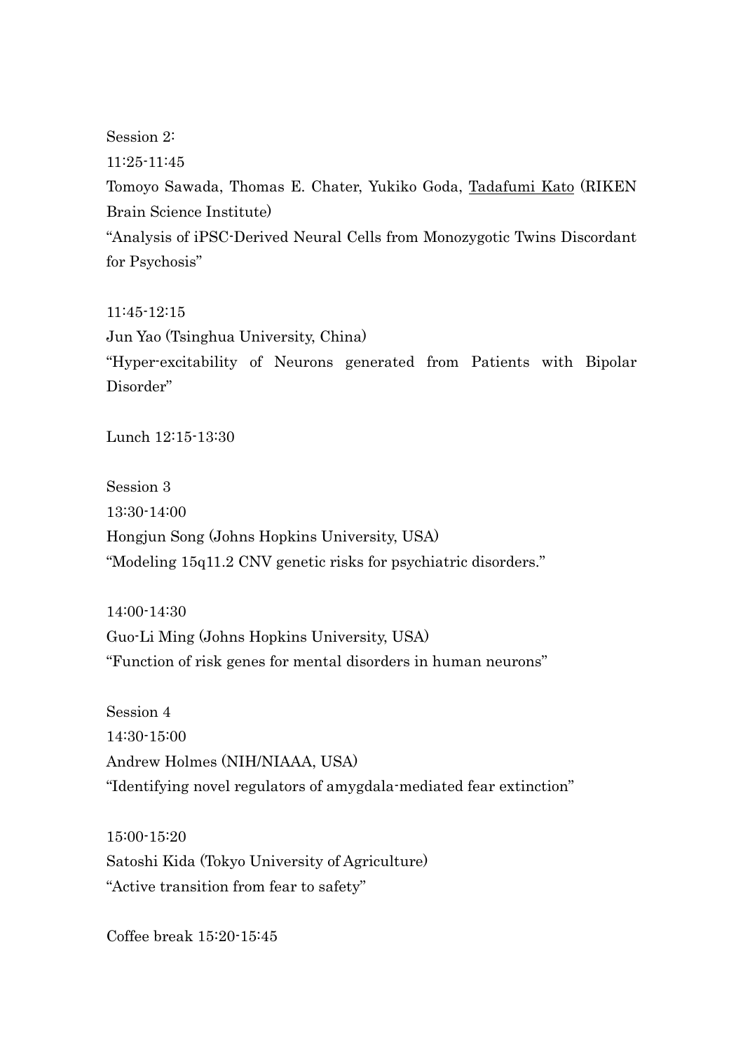Session 2:

11:25-11:45

Tomoyo Sawada, Thomas E. Chater, Yukiko Goda, <u>Tadafumi Kato</u> (RIKEN Brain Science Institute)

"Analysis of iPSC-Derived Neural Cells from Monozygotic Twins Discordant for Psychosis"

11:45-12:15

Jun Yao (Tsinghua University, China)

"Hyper-excitability of Neurons generated from Patients with Bipolar Disorder"

Lunch 12:15-13:30

Session 3

13:30-14:00

Hongjun Song (Johns Hopkins University, USA)

"Modeling 15q11.2 CNV genetic risks for psychiatric disorders."

14:00-14:30

Guo-Li Ming (Johns Hopkins University, USA)

"Function of risk genes for mental disorders in human neurons"

Session 4

14:30-15:00

Andrew Holmes (NIH/NIAAA, USA)

"Identifying novel regulators of amygdala-mediated fear extinction"

15:00-15:20

Satoshi Kida (Tokyo University of Agriculture)

"Active transition from fear to safety"

Coffee break 15:20-15:45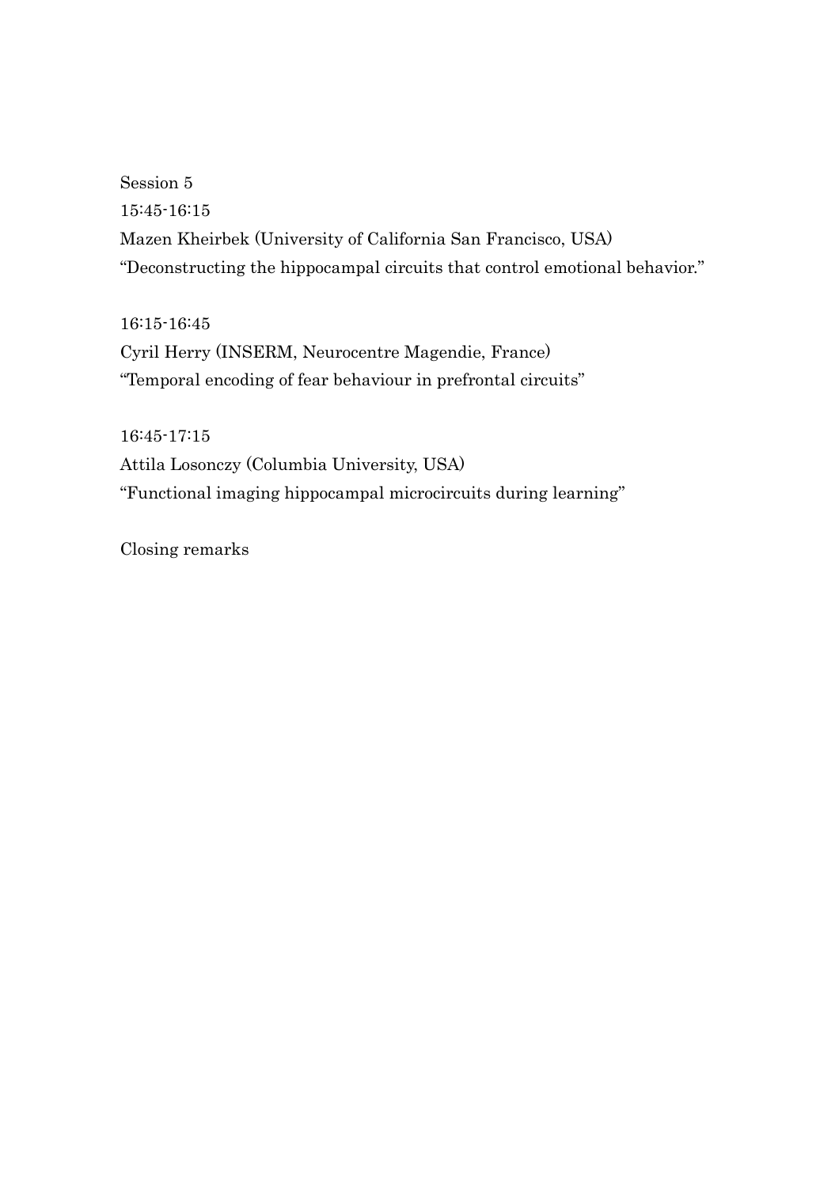Session 5

15:45-16:15

Mazen Kheirbek (University of California San Francisco, USA)

"Deconstructing the hippocampal circuits that control emotional behavior."

16:15-16:45

Cyril Herry (INSERM, Neurocentre Magendie, France)

"Temporal encoding of fear behaviour in prefrontal circuits"

16:45-17:15

Attila Losonczy (Columbia University, USA)

"Functional imaging hippocampal microcircuits during learning"

Closing remarks